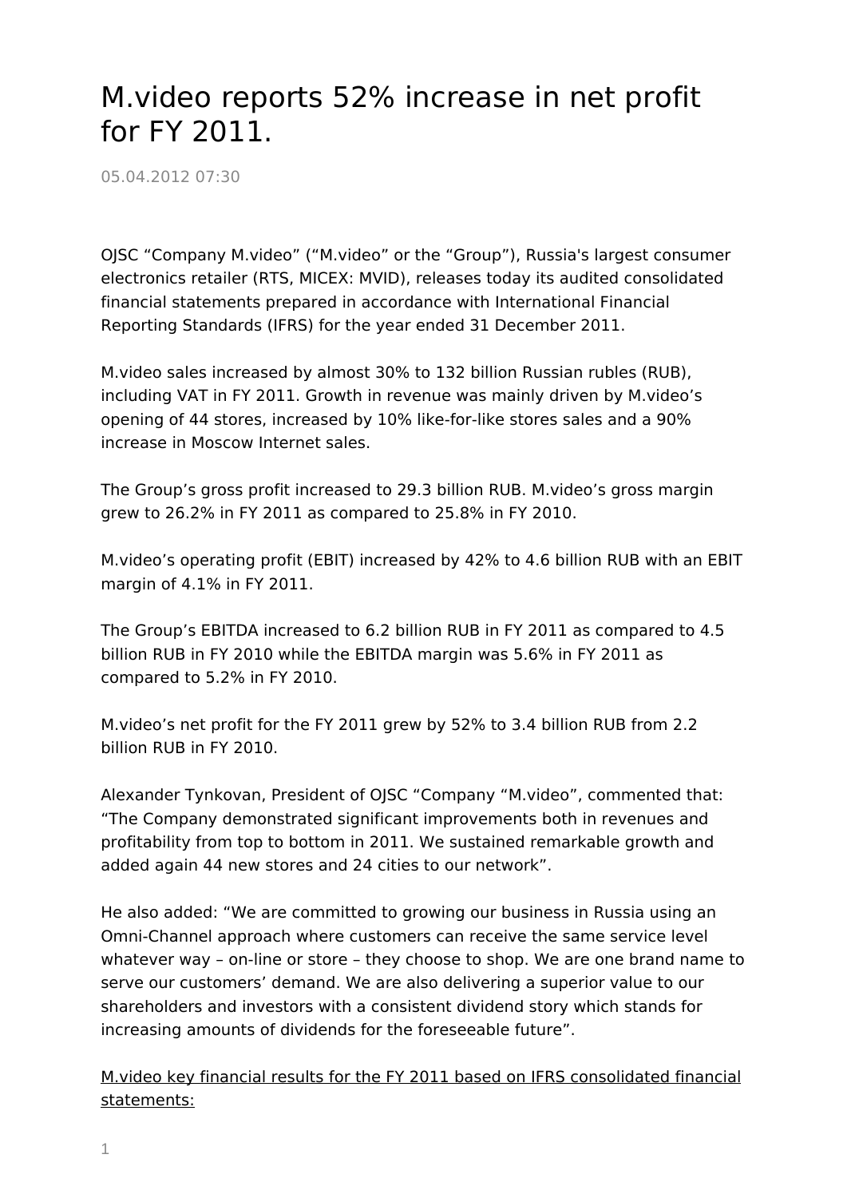# M.video reports 52% increase in net profit for FY 2011.

05.04.2012 07:30

OJSC “Company M.video” (“M.video” or the “Group”), Russia's largest consumer electronics retailer (RTS, MICEX: MVID), releases today its audited consolidated financial statements prepared in accordance with International Financial Reporting Standards (IFRS) for the year ended 31 December 2011.

M.video sales increased by almost 30% to 132 billion Russian rubles (RUB), including VAT in FY 2011. Growth in revenue was mainly driven by M.video’s opening of 44 stores, increased by 10% like-for-like stores sales and a 90% increase in Moscow Internet sales.

The Group’s gross profit increased to 29.3 billion RUB. M.video’s gross margin grew to 26.2% in FY 2011 as compared to 25.8% in FY 2010.

M.video’s operating profit (EBIT) increased by 42% to 4.6 billion RUB with an EBIT margin of 4.1% in FY 2011.

The Group’s EBITDA increased to 6.2 billion RUB in FY 2011 as compared to 4.5 billion RUB in FY 2010 while the EBITDA margin was 5.6% in FY 2011 as compared to 5.2% in FY 2010.

M.video’s net profit for the FY 2011 grew by 52% to 3.4 billion RUB from 2.2 billion RUB in FY 2010.

Alexander Tynkovan, President of OJSC “Company “M.video”, commented that: “The Company demonstrated significant improvements both in revenues and profitability from top to bottom in 2011. We sustained remarkable growth and added again 44 new stores and 24 cities to our network”.

He also added: “We are committed to growing our business in Russia using an Omni-Channel approach where customers can receive the same service level whatever way – on-line or store – they choose to shop. We are one brand name to serve our customers’ demand. We are also delivering a superior value to our shareholders and investors with a consistent dividend story which stands for increasing amounts of dividends for the foreseeable future”.

M.video key financial results for the FY 2011 based on IFRS consolidated financial statements: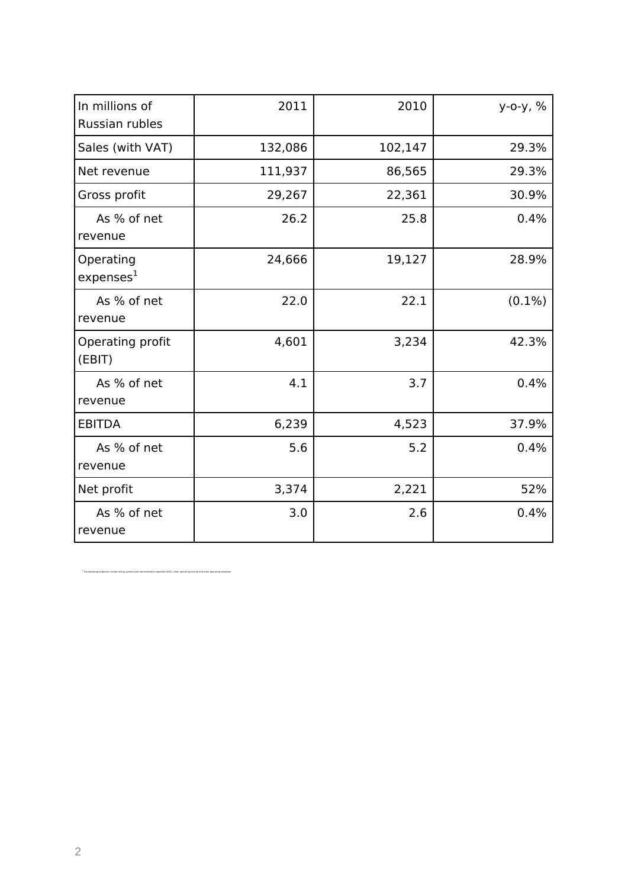| In millions of Russian rubles | 2011 | 2010 | y-o-y, % |
| --- | --- | --- | --- |
| Sales (with VAT) | 132,086 | 102,147 | 29.3% |
| Net revenue | 111,937 | 86,565 | 29.3% |
| Gross profit | 29,267 | 22,361 | 30.9% |
| As % of net revenue | 26.2 | 25.8 | 0.4% |
| Operating expenses[1] | 24,666 | 19,127 | 28.9% |
| As % of net revenue | 22.0 | 22.1 | (0.1%) |
| Operating profit (EBIT) | 4,601 | 3,234 | 42.3% |
| As % of net revenue | 4.1 | 3.7 | 0.4% |
| EBITDA | 6,239 | 4,523 | 37.9% |
| As % of net revenue | 5.6 | 5.2 | 0.4% |
| Net profit | 3,374 | 2,221 | 52% |
| As % of net revenue | 3.0 | 2.6 | 0.4% |

[1] The operating expenses include selling, general and administrative expenses (SG&A), other operating income and other operating expenses.